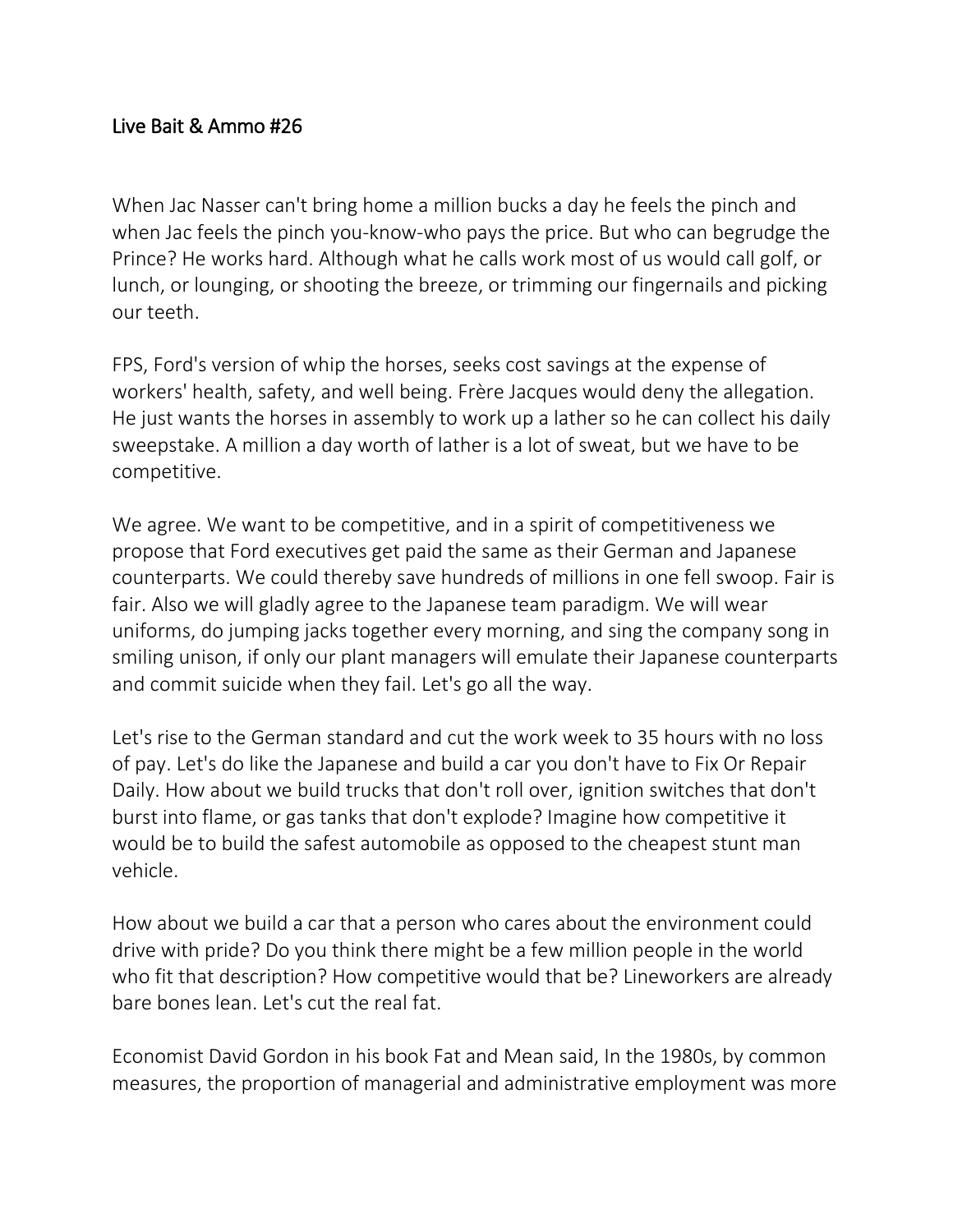Live Bait & Ammo #26

When Jac Nasser can't bring home a million bucks a day he feels the pinch and when Jac feels the pinch you-know-who pays the price. But who can begrudge the Prince? He works hard. Although what he calls work most of us would call golf, or lunch, or lounging, or shooting the breeze, or trimming our fingernails and picking our teeth.

FPS, Ford's version of whip the horses, seeks cost savings at the expense of workers' health, safety, and well being. Frère Jacques would deny the allegation. He just wants the horses in assembly to work up a lather so he can collect his daily sweepstake. A million a day worth of lather is a lot of sweat, but we have to be competitive.

We agree. We want to be competitive, and in a spirit of competitiveness we propose that Ford executives get paid the same as their German and Japanese counterparts. We could thereby save hundreds of millions in one fell swoop. Fair is fair. Also we will gladly agree to the Japanese team paradigm. We will wear uniforms, do jumping jacks together every morning, and sing the company song in smiling unison, if only our plant managers will emulate their Japanese counterparts and commit suicide when they fail. Let's go all the way.

Let's rise to the German standard and cut the work week to 35 hours with no loss of pay. Let's do like the Japanese and build a car you don't have to Fix Or Repair Daily. How about we build trucks that don't roll over, ignition switches that don't burst into flame, or gas tanks that don't explode? Imagine how competitive it would be to build the safest automobile as opposed to the cheapest stunt man vehicle.

How about we build a car that a person who cares about the environment could drive with pride? Do you think there might be a few million people in the world who fit that description? How competitive would that be? Lineworkers are already bare bones lean. Let's cut the real fat.

Economist David Gordon in his book Fat and Mean said, In the 1980s, by common measures, the proportion of managerial and administrative employment was more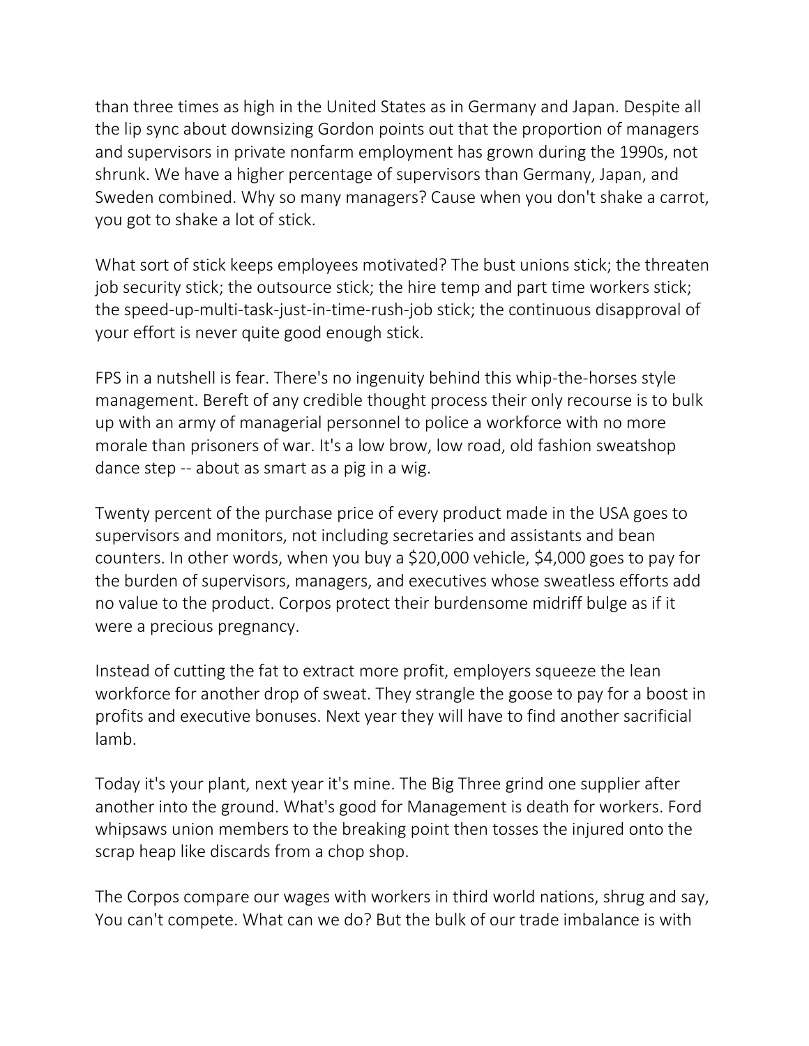than three times as high in the United States as in Germany and Japan. Despite all the lip sync about downsizing Gordon points out that the proportion of managers and supervisors in private nonfarm employment has grown during the 1990s, not shrunk. We have a higher percentage of supervisors than Germany, Japan, and Sweden combined. Why so many managers? Cause when you don't shake a carrot, you got to shake a lot of stick.

What sort of stick keeps employees motivated? The bust unions stick; the threaten job security stick; the outsource stick; the hire temp and part time workers stick; the speed-up-multi-task-just-in-time-rush-job stick; the continuous disapproval of your effort is never quite good enough stick.

FPS in a nutshell is fear. There's no ingenuity behind this whip-the-horses style management. Bereft of any credible thought process their only recourse is to bulk up with an army of managerial personnel to police a workforce with no more morale than prisoners of war. It's a low brow, low road, old fashion sweatshop dance step -- about as smart as a pig in a wig.

Twenty percent of the purchase price of every product made in the USA goes to supervisors and monitors, not including secretaries and assistants and bean counters. In other words, when you buy a $20,000 vehicle, $4,000 goes to pay for the burden of supervisors, managers, and executives whose sweatless efforts add no value to the product. Corpos protect their burdensome midriff bulge as if it were a precious pregnancy.

Instead of cutting the fat to extract more profit, employers squeeze the lean workforce for another drop of sweat. They strangle the goose to pay for a boost in profits and executive bonuses. Next year they will have to find another sacrificial lamb.

Today it's your plant, next year it's mine. The Big Three grind one supplier after another into the ground. What's good for Management is death for workers. Ford whipsaws union members to the breaking point then tosses the injured onto the scrap heap like discards from a chop shop.

The Corpos compare our wages with workers in third world nations, shrug and say, You can't compete. What can we do? But the bulk of our trade imbalance is with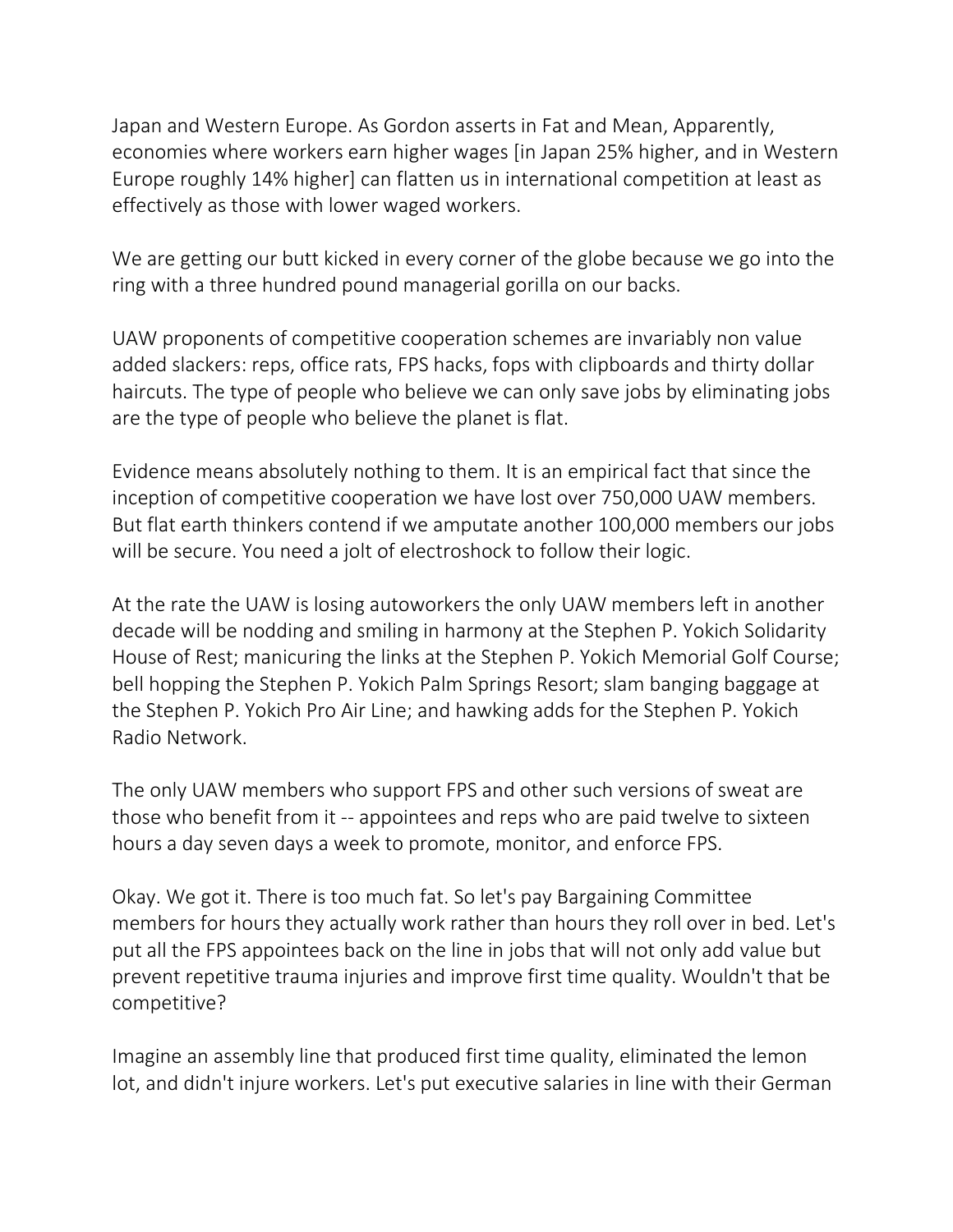Japan and Western Europe. As Gordon asserts in Fat and Mean, Apparently, economies where workers earn higher wages [in Japan 25% higher, and in Western Europe roughly 14% higher] can flatten us in international competition at least as effectively as those with lower waged workers.

We are getting our butt kicked in every corner of the globe because we go into the ring with a three hundred pound managerial gorilla on our backs.

UAW proponents of competitive cooperation schemes are invariably non value added slackers: reps, office rats, FPS hacks, fops with clipboards and thirty dollar haircuts. The type of people who believe we can only save jobs by eliminating jobs are the type of people who believe the planet is flat.

Evidence means absolutely nothing to them. It is an empirical fact that since the inception of competitive cooperation we have lost over 750,000 UAW members. But flat earth thinkers contend if we amputate another 100,000 members our jobs will be secure. You need a jolt of electroshock to follow their logic.

At the rate the UAW is losing autoworkers the only UAW members left in another decade will be nodding and smiling in harmony at the Stephen P. Yokich Solidarity House of Rest; manicuring the links at the Stephen P. Yokich Memorial Golf Course; bell hopping the Stephen P. Yokich Palm Springs Resort; slam banging baggage at the Stephen P. Yokich Pro Air Line; and hawking adds for the Stephen P. Yokich Radio Network.

The only UAW members who support FPS and other such versions of sweat are those who benefit from it -- appointees and reps who are paid twelve to sixteen hours a day seven days a week to promote, monitor, and enforce FPS.

Okay. We got it. There is too much fat. So let's pay Bargaining Committee members for hours they actually work rather than hours they roll over in bed. Let's put all the FPS appointees back on the line in jobs that will not only add value but prevent repetitive trauma injuries and improve first time quality. Wouldn't that be competitive?

Imagine an assembly line that produced first time quality, eliminated the lemon lot, and didn't injure workers. Let's put executive salaries in line with their German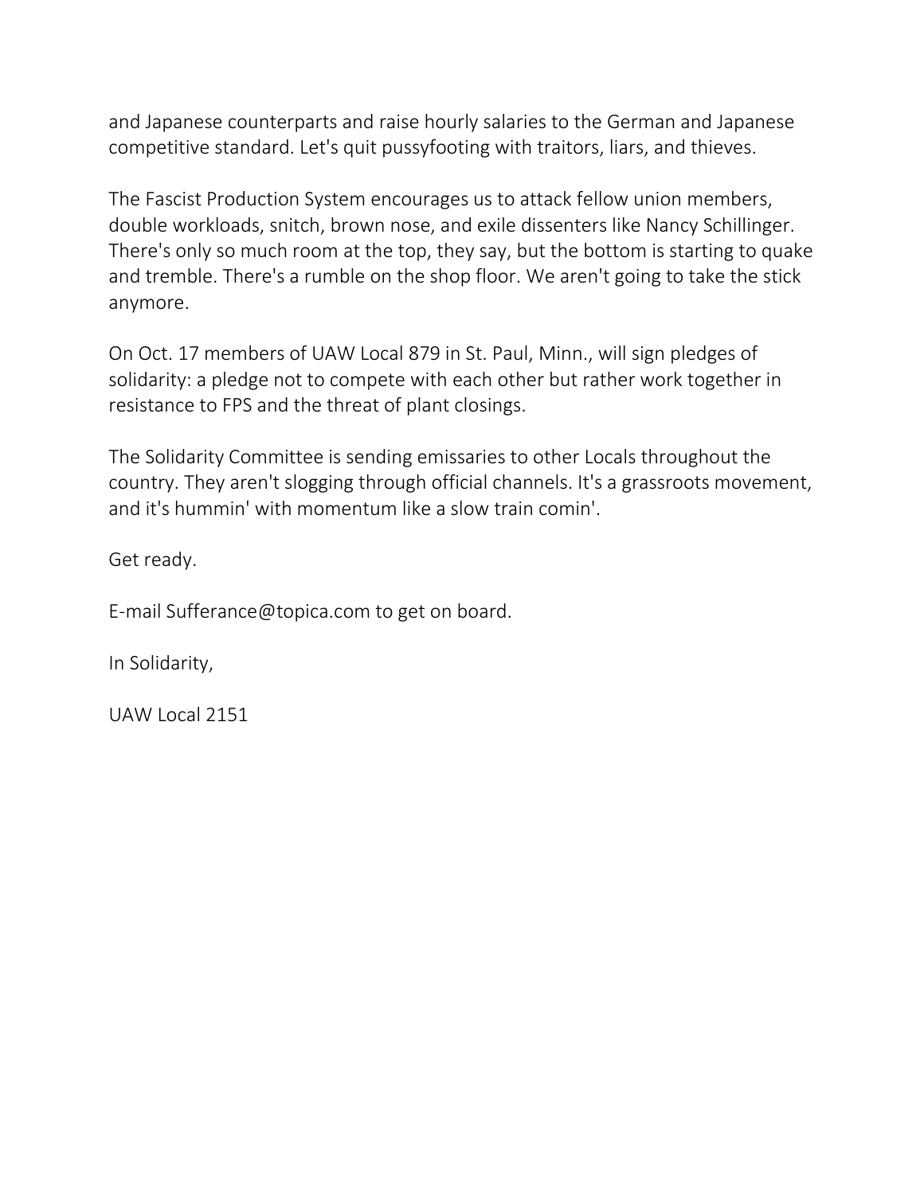and Japanese counterparts and raise hourly salaries to the German and Japanese competitive standard. Let's quit pussyfooting with traitors, liars, and thieves.

The Fascist Production System encourages us to attack fellow union members, double workloads, snitch, brown nose, and exile dissenters like Nancy Schillinger. There's only so much room at the top, they say, but the bottom is starting to quake and tremble. There's a rumble on the shop floor. We aren't going to take the stick anymore.

On Oct. 17 members of UAW Local 879 in St. Paul, Minn., will sign pledges of solidarity: a pledge not to compete with each other but rather work together in resistance to FPS and the threat of plant closings.

The Solidarity Committee is sending emissaries to other Locals throughout the country. They aren't slogging through official channels. It's a grassroots movement, and it's hummin' with momentum like a slow train comin'.

Get ready.

E-mail Sufferance@topica.com to get on board.

In Solidarity,

UAW Local 2151